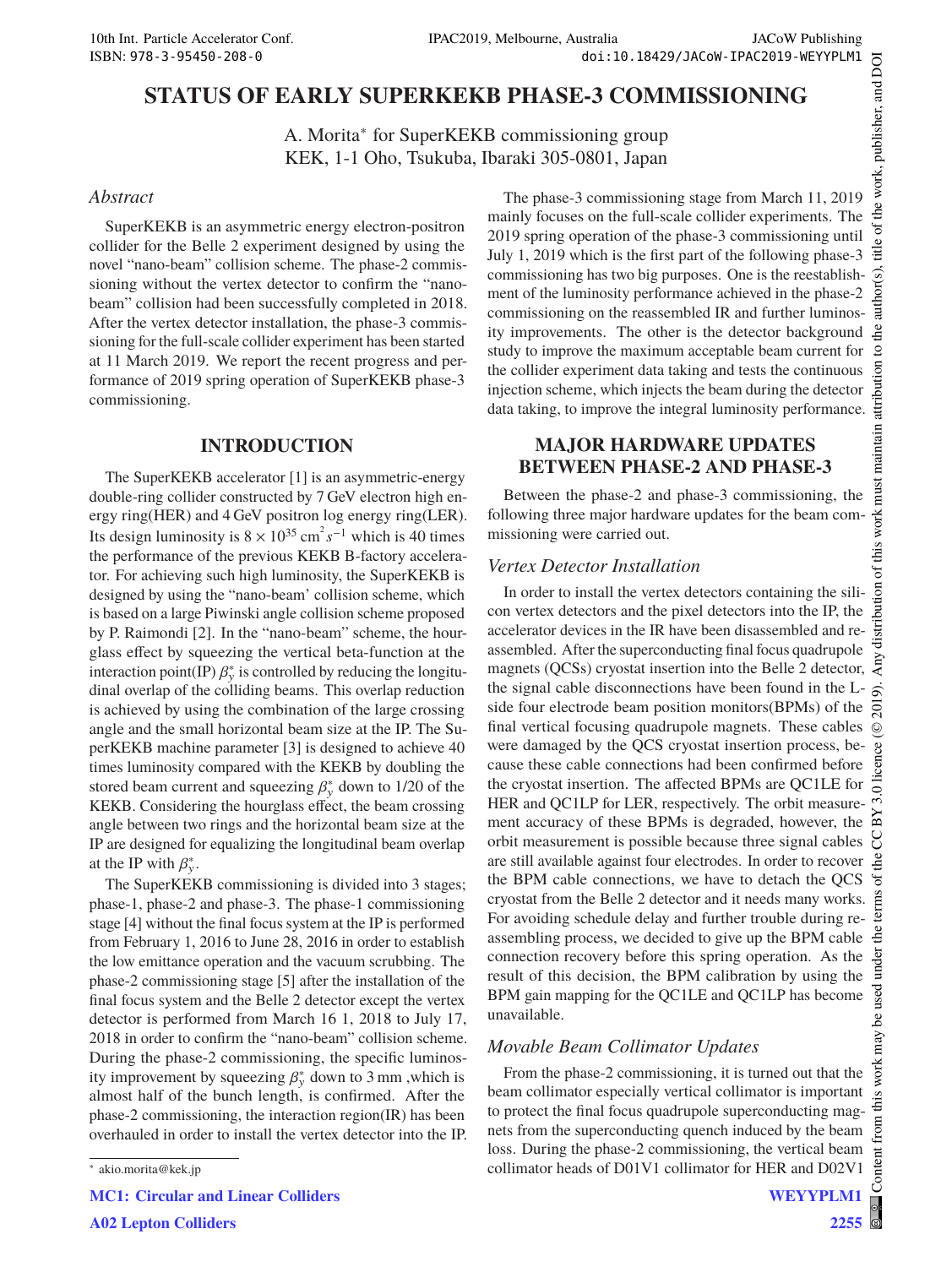// STATUS OF EARLY SUPERKEKB PHASE-3 COMMISSIONING

A. Morita* for SuperKEKB commissioning group
KEK, 1-1 Oho, Tsukuba, Ibaraki 305-0801, Japan

## *Abstract*

SuperKEKB is an asymmetric energy electron-positron collider for the Belle 2 experiment designed by using the novel "nano-beam" collision scheme. The phase-2 commissioning without the vertex detector to confirm the "nano-beam" collision had been successfully completed in 2018. After the vertex detector installation, the phase-3 commissioning for the full-scale collider experiment has been started at 11 March 2019. We report the recent progress and performance of 2019 spring operation of SuperKEKB phase-3 commissioning.

## INTRODUCTION

The SuperKEKB accelerator [1] is an asymmetric-energy double-ring collider constructed by 7 GeV electron high energy ring(HER) and 4 GeV positron log energy ring(LER). Its design luminosity is $8 \times 10^{35}\,\mathrm{cm}^2 s^{-1}$ which is 40 times the performance of the previous KEKB B-factory accelerator. For achieving such high luminosity, the SuperKEKB is designed by using the "nano-beam' collision scheme, which is based on a large Piwinski angle collision scheme proposed by P. Raimondi [2]. In the "nano-beam" scheme, the hourglass effect by squeezing the vertical beta-function at the interaction point(IP) $\beta_y^*$ is controlled by reducing the longitudinal overlap of the colliding beams. This overlap reduction is achieved by using the combination of the large crossing angle and the small horizontal beam size at the IP. The SuperKEKB machine parameter [3] is designed to achieve 40 times luminosity compared with the KEKB by doubling the stored beam current and squeezing $\beta_y^*$ down to 1/20 of the KEKB. Considering the hourglass effect, the beam crossing angle between two rings and the horizontal beam size at the IP are designed for equalizing the longitudinal beam overlap at the IP with $\beta_y^*$.

The SuperKEKB commissioning is divided into 3 stages; phase-1, phase-2 and phase-3. The phase-1 commissioning stage [4] without the final focus system at the IP is performed from February 1, 2016 to June 28, 2016 in order to establish the low emittance operation and the vacuum scrubbing. The phase-2 commissioning stage [5] after the installation of the final focus system and the Belle 2 detector except the vertex detector is performed from March 16 1, 2018 to July 17, 2018 in order to confirm the "nano-beam" collision scheme. During the phase-2 commissioning, the specific luminosity improvement by squeezing $\beta_y^*$ down to 3 mm ,which is almost half of the bunch length, is confirmed. After the phase-2 commissioning, the interaction region(IR) has been overhauled in order to install the vertex detector into the IP.

The phase-3 commissioning stage from March 11, 2019 mainly focuses on the full-scale collider experiments. The 2019 spring operation of the phase-3 commissioning until July 1, 2019 which is the first part of the following phase-3 commissioning has two big purposes. One is the reestablishment of the luminosity performance achieved in the phase-2 commissioning on the reassembled IR and further luminosity improvements. The other is the detector background study to improve the maximum acceptable beam current for the collider experiment data taking and tests the continuous injection scheme, which injects the beam during the detector data taking, to improve the integral luminosity performance.

## MAJOR HARDWARE UPDATES BETWEEN PHASE-2 AND PHASE-3

Between the phase-2 and phase-3 commissioning, the following three major hardware updates for the beam commissioning were carried out.

### *Vertex Detector Installation*

In order to install the vertex detectors containing the silicon vertex detectors and the pixel detectors into the IP, the accelerator devices in the IR have been disassembled and reassembled. After the superconducting final focus quadrupole magnets (QCSs) cryostat insertion into the Belle 2 detector, the signal cable disconnections have been found in the L-side four electrode beam position monitors(BPMs) of the final vertical focusing quadrupole magnets. These cables were damaged by the QCS cryostat insertion process, because these cable connections had been confirmed before the cryostat insertion. The affected BPMs are QC1LE for HER and QC1LP for LER, respectively. The orbit measurement accuracy of these BPMs is degraded, however, the orbit measurement is possible because three signal cables are still available against four electrodes. In order to recover the BPM cable connections, we have to detach the QCS cryostat from the Belle 2 detector and it needs many works. For avoiding schedule delay and further trouble during reassembling process, we decided to give up the BPM cable connection recovery before this spring operation. As the result of this decision, the BPM calibration by using the BPM gain mapping for the QC1LE and QC1LP has become unavailable.

### *Movable Beam Collimator Updates*

From the phase-2 commissioning, it is turned out that the beam collimator especially vertical collimator is important to protect the final focus quadrupole superconducting magnets from the superconducting quench induced by the beam loss. During the phase-2 commissioning, the vertical beam collimator heads of D01V1 collimator for HER and D02V1

---

* akio.morita@kek.jp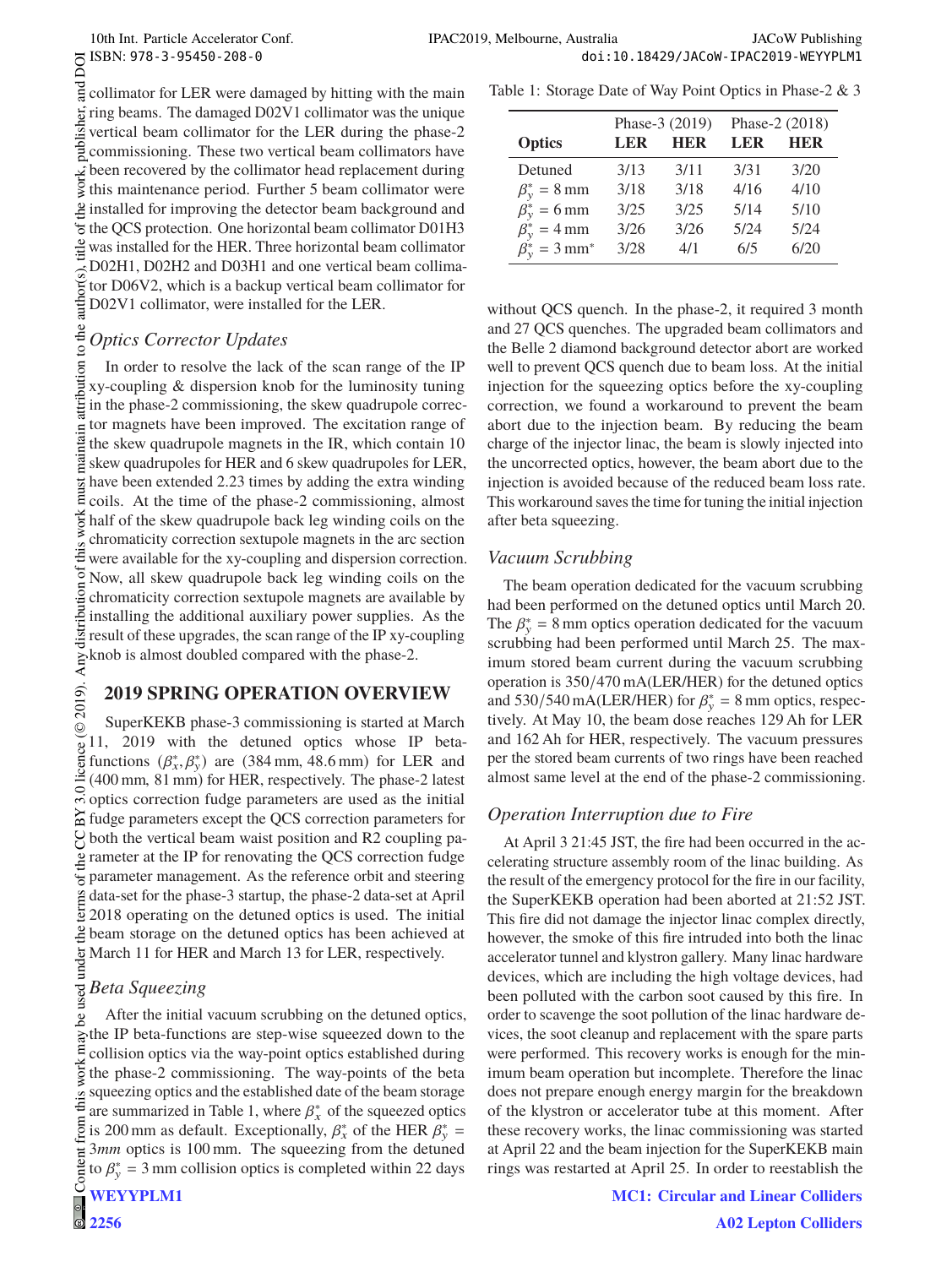collimator for LER were damaged by hitting with the main ring beams. The damaged D02V1 collimator was the unique vertical beam collimator for the LER during the phase-2 commissioning. These two vertical beam collimators have been recovered by the collimator head replacement during this maintenance period. Further 5 beam collimator were installed for improving the detector beam background and the QCS protection. One horizontal beam collimator D01H3 was installed for the HER. Three horizontal beam collimator D02H1, D02H2 and D03H1 and one vertical beam collimator D06V2, which is a backup vertical beam collimator for D02V1 collimator, were installed for the LER.

### *Optics Corrector Updates*

In order to resolve the lack of the scan range of the IP xy-coupling & dispersion knob for the luminosity tuning in the phase-2 commissioning, the skew quadrupole corrector magnets have been improved. The excitation range of the skew quadrupole magnets in the IR, which contain 10 skew quadrupoles for HER and 6 skew quadrupoles for LER, have been extended 2.23 times by adding the extra winding coils. At the time of the phase-2 commissioning, almost half of the skew quadrupole back leg winding coils on the chromaticity correction sextupole magnets in the arc section were available for the xy-coupling and dispersion correction. Now, all skew quadrupole back leg winding coils on the chromaticity correction sextupole magnets are available by installing the additional auxiliary power supplies. As the result of these upgrades, the scan range of the IP xy-coupling knob is almost doubled compared with the phase-2.

## 2019 SPRING OPERATION OVERVIEW

SuperKEKB phase-3 commissioning is started at March 11, 2019 with the detuned optics whose IP beta-functions $(\beta_x^*, \beta_y^*)$ are (384 mm, 48.6 mm) for LER and (400 mm, 81 mm) for HER, respectively. The phase-2 latest optics correction fudge parameters are used as the initial fudge parameters except the QCS correction parameters for both the vertical beam waist position and R2 coupling parameter at the IP for renovating the QCS correction fudge parameter management. As the reference orbit and steering data-set for the phase-3 startup, the phase-2 data-set at April 2018 operating on the detuned optics is used. The initial beam storage on the detuned optics has been achieved at March 11 for HER and March 13 for LER, respectively.

### *Beta Squeezing*

After the initial vacuum scrubbing on the detuned optics, the IP beta-functions are step-wise squeezed down to the collision optics via the way-point optics established during the phase-2 commissioning. The way-points of the beta squeezing optics and the established date of the beam storage are summarized in Table 1, where $\beta_x^*$ of the squeezed optics is 200 mm as default. Exceptionally, $\beta_x^*$ of the HER $\beta_y^* = 3\,mm$ optics is 100 mm. The squeezing from the detuned to $\beta_y^* = 3$ mm collision optics is completed within 22 days without QCS quench. In the phase-2, it required 3 month and 27 QCS quenches. The upgraded beam collimators and the Belle 2 diamond background detector abort are worked well to prevent QCS quench due to beam loss. At the initial injection for the squeezing optics before the xy-coupling correction, we found a workaround to prevent the beam abort due to the injection beam. By reducing the beam charge of the injector linac, the beam is slowly injected into the uncorrected optics, however, the beam abort due to the injection is avoided because of the reduced beam loss rate. This workaround saves the time for tuning the initial injection after beta squeezing.

Table 1: Storage Date of Way Point Optics in Phase-2 & 3

| | Phase-3 (2019) | | Phase-2 (2018) | |
|---|---|---|---|---|
| **Optics** | **LER** | **HER** | **LER** | **HER** |
| Detuned | 3/13 | 3/11 | 3/31 | 3/20 |
| $\beta_y^* = 8$ mm | 3/18 | 3/18 | 4/16 | 4/10 |
| $\beta_y^* = 6$ mm | 3/25 | 3/25 | 5/14 | 5/10 |
| $\beta_y^* = 4$ mm | 3/26 | 3/26 | 5/24 | 5/24 |
| $\beta_y^* = 3$ mm* | 3/28 | 4/1 | 6/5 | 6/20 |

### *Vacuum Scrubbing*

The beam operation dedicated for the vacuum scrubbing had been performed on the detuned optics until March 20. The $\beta_y^* = 8$ mm optics operation dedicated for the vacuum scrubbing had been performed until March 25. The maximum stored beam current during the vacuum scrubbing operation is 350/470 mA(LER/HER) for the detuned optics and 530/540 mA(LER/HER) for $\beta_y^* = 8$ mm optics, respectively. At May 10, the beam dose reaches 129 Ah for LER and 162 Ah for HER, respectively. The vacuum pressures per the stored beam currents of two rings have been reached almost same level at the end of the phase-2 commissioning.

### *Operation Interruption due to Fire*

At April 3 21:45 JST, the fire had been occurred in the accelerating structure assembly room of the linac building. As the result of the emergency protocol for the fire in our facility, the SuperKEKB operation had been aborted at 21:52 JST. This fire did not damage the injector linac complex directly, however, the smoke of this fire intruded into both the linac accelerator tunnel and klystron gallery. Many linac hardware devices, which are including the high voltage devices, had been polluted with the carbon soot caused by this fire. In order to scavenge the soot pollution of the linac hardware devices, the soot cleanup and replacement with the spare parts were performed. This recovery works is enough for the minimum beam operation but incomplete. Therefore the linac does not prepare enough energy margin for the breakdown of the klystron or accelerator tube at this moment. After these recovery works, the linac commissioning was started at April 22 and the beam injection for the SuperKEKB main rings was restarted at April 25. In order to reestablish the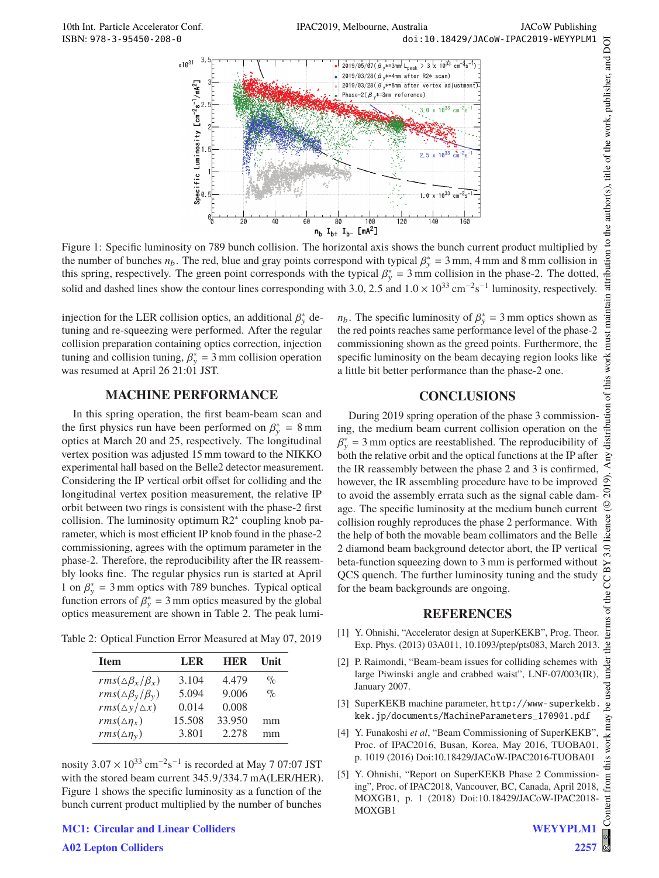x10^31

Specific Luminosity [cm^-2s^-1/mA^2]

3.5
3
2.5
2
1.5
1
0.5
0

0 20 40 60 80 100 120 140 160

n_b I_b+ I_b- [mA^2]

2019/05/07(β_y*=3mm L_peak > 3 x 10^33 cm^-2s^-1)
2019/03/28(β_y*=4mm after R2* scan)
2019/03/28(β_y*=8mm after vertex adjustment)
Phase-2(β_y*=3mm reference)

3.0 x 10^33 cm^-2s^-1
2.5 x 10^33 cm^-2s^-1
1.0 x 10^33 cm^-2s^-1

Figure 1: Specific luminosity on 789 bunch collision. The horizontal axis shows the bunch current product multiplied by the number of bunches $n_b$. The red, blue and gray points correspond with typical $\beta_y^* = 3$ mm, 4 mm and 8 mm collision in this spring, respectively. The green point corresponds with the typical $\beta_y^* = 3$ mm collision in the phase-2. The dotted, solid and dashed lines show the contour lines corresponding with 3.0, 2.5 and $1.0 \times 10^{33}$ cm$^{-2}$s$^{-1}$ luminosity, respectively.

injection for the LER collision optics, an additional $\beta_y^*$ detuning and re-squeezing were performed. After the regular collision preparation containing optics correction, injection tuning and collision tuning, $\beta_y^* = 3$ mm collision operation was resumed at April 26 21:01 JST.

## MACHINE PERFORMANCE

In this spring operation, the first beam-scan and the first physics run have been performed on $\beta_y^* = 8$ mm optics at March 20 and 25, respectively. The longitudinal vertex position was adjusted 15 mm toward to the NIKKO experimental hall based on the Belle2 detector measurement. Considering the IP vertical orbit offset for colliding and the longitudinal vertex position measurement, the relative IP orbit between two rings is consistent with the phase-2 first collision. The luminosity optimum R2* coupling knob parameter, which is most efficient IP knob found in the phase-2 commissioning, agrees with the optimum parameter in the phase-2. Therefore, the reproducibility after the IR reassembly looks fine. The regular physics run is started at April 1 on $\beta_y^* = 3$ mm optics with 789 bunches. Typical optical function errors of $\beta_y^* = 3$ mm optics measured by the global optics measurement are shown in Table 2. The peak luminosity $3.07 \times 10^{33}$ cm$^{-2}$s$^{-1}$ is recorded at May 7 07:07 JST with the stored beam current 345.9/334.7 mA(LER/HER). Figure 1 shows the specific luminosity as a function of the bunch current product multiplied by the number of bunches $n_b$. The specific luminosity of $\beta_y^* = 3$ mm optics shown as the red points reaches same performance level of the phase-2 commissioning shown as the greed points. Furthermore, the specific luminosity on the beam decaying region looks like a little bit better performance than the phase-2 one.

Table 2: Optical Function Error Measured at May 07, 2019

| Item | LER | HER | Unit |
|---|---|---|---|
| $rms(\triangle\beta_x/\beta_x)$ | 3.104 | 4.479 | % |
| $rms(\triangle\beta_y/\beta_y)$ | 5.094 | 9.006 | % |
| $rms(\triangle y/\triangle x)$ | 0.014 | 0.008 | |
| $rms(\triangle\eta_x)$ | 15.508 | 33.950 | mm |
| $rms(\triangle\eta_y)$ | 3.801 | 2.278 | mm |

## CONCLUSIONS

During 2019 spring operation of the phase 3 commissioning, the medium beam current collision operation on the $\beta_y^* = 3$ mm optics are reestablished. The reproducibility of both the relative orbit and the optical functions at the IP after the IR reassembly between the phase 2 and 3 is confirmed, however, the IR assembling procedure have to be improved to avoid the assembly errata such as the signal cable damage. The specific luminosity at the medium bunch current collision roughly reproduces the phase 2 performance. With the help of both the movable beam collimators and the Belle 2 diamond beam background detector abort, the IP vertical beta-function squeezing down to 3 mm is performed without QCS quench. The further luminosity tuning and the study for the beam backgrounds are ongoing.

## REFERENCES

[1] Y. Ohnishi, "Accelerator design at SuperKEKB", Prog. Theor. Exp. Phys. (2013) 03A011, 10.1093/ptep/pts083, March 2013.

[2] P. Raimondi, "Beam-beam issues for colliding schemes with large Piwinski angle and crabbed waist", LNF-07/003(IR), January 2007.

[3] SuperKEKB machine parameter, http://www-superkekb.kek.jp/documents/MachineParameters_170901.pdf

[4] Y. Funakoshi *et al*, "Beam Commissioning of SuperKEKB", Proc. of IPAC2016, Busan, Korea, May 2016, TUOBA01, p. 1019 (2016) Doi:10.18429/JACoW-IPAC2016-TUOBA01

[5] Y. Ohnishi, "Report on SuperKEKB Phase 2 Commissioning", Proc. of IPAC2018, Vancouver, BC, Canada, April 2018, MOXGB1, p. 1 (2018) Doi:10.18429/JACoW-IPAC2018-MOXGB1